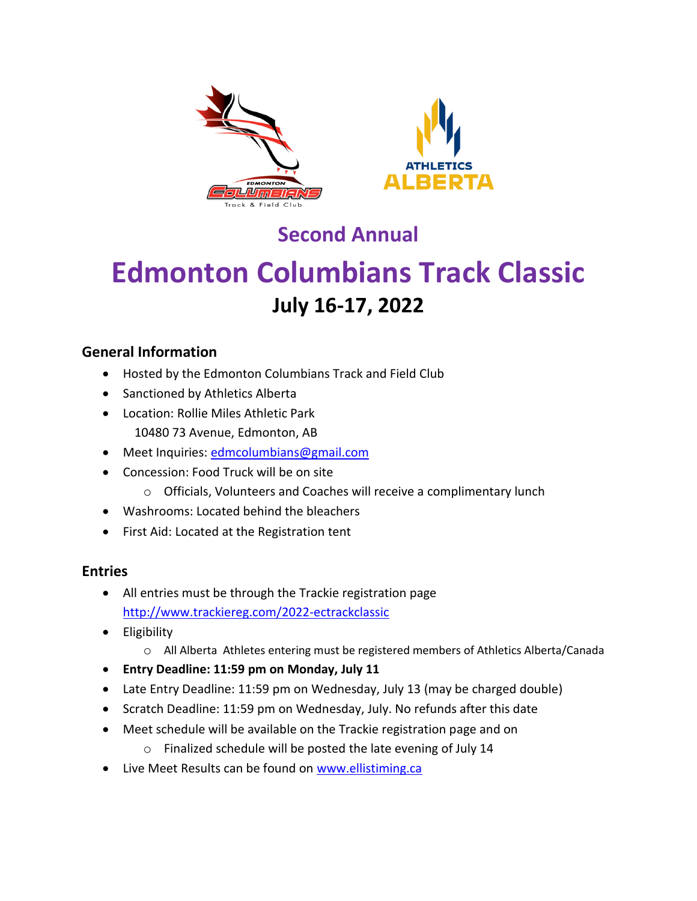## Second Annual

# Edmonton Columbians Track Classic

## July 16-17, 2022

### General Information

- Hosted by the Edmonton Columbians Track and Field Club
- Sanctioned by Athletics Alberta
- Location: Rollie Miles Athletic Park
  10480 73 Avenue, Edmonton, AB
- Meet Inquiries: edmcolumbians@gmail.com
- Concession: Food Truck will be on site
  - Officials, Volunteers and Coaches will receive a complimentary lunch
- Washrooms: Located behind the bleachers
- First Aid: Located at the Registration tent

### Entries

- All entries must be through the Trackie registration page
  http://www.trackiereg.com/2022-ectrackclassic
- Eligibility
  - All Alberta Athletes entering must be registered members of Athletics Alberta/Canada
- **Entry Deadline: 11:59 pm on Monday, July 11**
- Late Entry Deadline: 11:59 pm on Wednesday, July 13 (may be charged double)
- Scratch Deadline: 11:59 pm on Wednesday, July. No refunds after this date
- Meet schedule will be available on the Trackie registration page and on
  - Finalized schedule will be posted the late evening of July 14
- Live Meet Results can be found on www.ellistiming.ca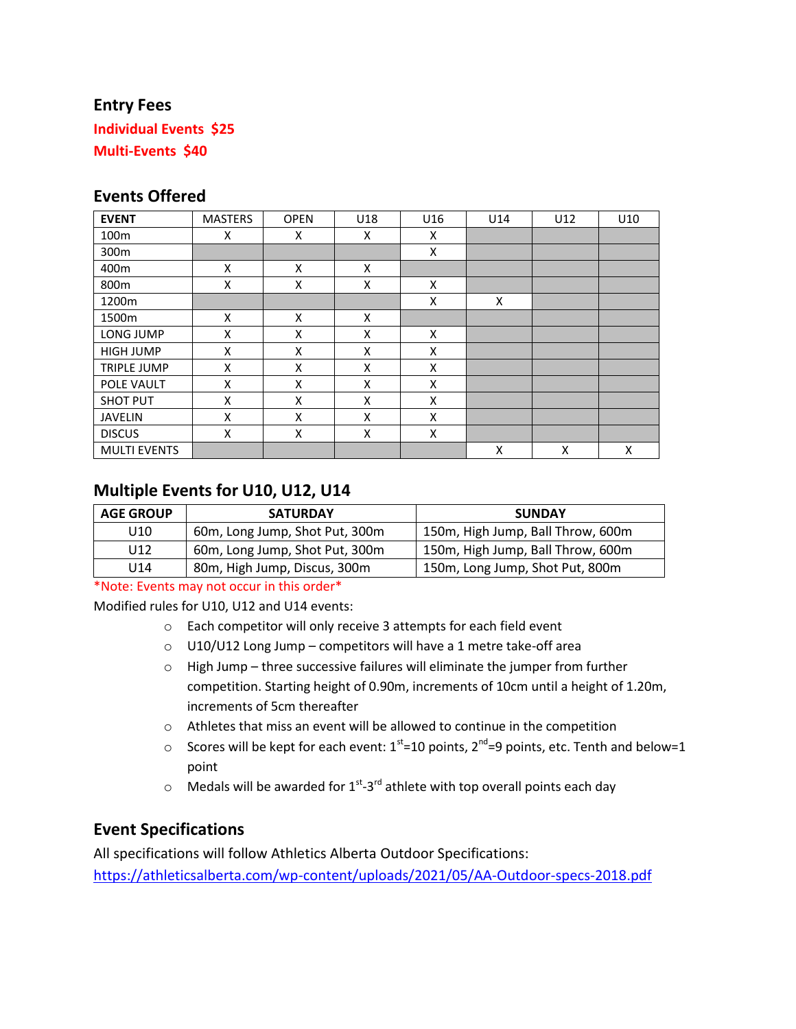## Entry Fees

**Individual Events $25**

**Multi-Events $40**

## Events Offered

| EVENT | MASTERS | OPEN | U18 | U16 | U14 | U12 | U10 |
|---|---|---|---|---|---|---|---|
| 100m | X | X | X | X | | | |
| 300m | | | | X | | | |
| 400m | X | X | X | | | | |
| 800m | X | X | X | X | | | |
| 1200m | | | | X | X | | |
| 1500m | X | X | X | | | | |
| LONG JUMP | X | X | X | X | | | |
| HIGH JUMP | X | X | X | X | | | |
| TRIPLE JUMP | X | X | X | X | | | |
| POLE VAULT | X | X | X | X | | | |
| SHOT PUT | X | X | X | X | | | |
| JAVELIN | X | X | X | X | | | |
| DISCUS | X | X | X | X | | | |
| MULTI EVENTS | | | | | X | X | X |

## Multiple Events for U10, U12, U14

| AGE GROUP | SATURDAY | SUNDAY |
|---|---|---|
| U10 | 60m, Long Jump, Shot Put, 300m | 150m, High Jump, Ball Throw, 600m |
| U12 | 60m, Long Jump, Shot Put, 300m | 150m, High Jump, Ball Throw, 600m |
| U14 | 80m, High Jump, Discus, 300m | 150m, Long Jump, Shot Put, 800m |

*Note: Events may not occur in this order*

Modified rules for U10, U12 and U14 events:

- Each competitor will only receive 3 attempts for each field event
- U10/U12 Long Jump – competitors will have a 1 metre take-off area
- High Jump – three successive failures will eliminate the jumper from further competition. Starting height of 0.90m, increments of 10cm until a height of 1.20m, increments of 5cm thereafter
- Athletes that miss an event will be allowed to continue in the competition
- Scores will be kept for each event: 1st=10 points, 2nd=9 points, etc. Tenth and below=1 point
- Medals will be awarded for 1st-3rd athlete with top overall points each day

## Event Specifications

All specifications will follow Athletics Alberta Outdoor Specifications:
https://athleticsalberta.com/wp-content/uploads/2021/05/AA-Outdoor-specs-2018.pdf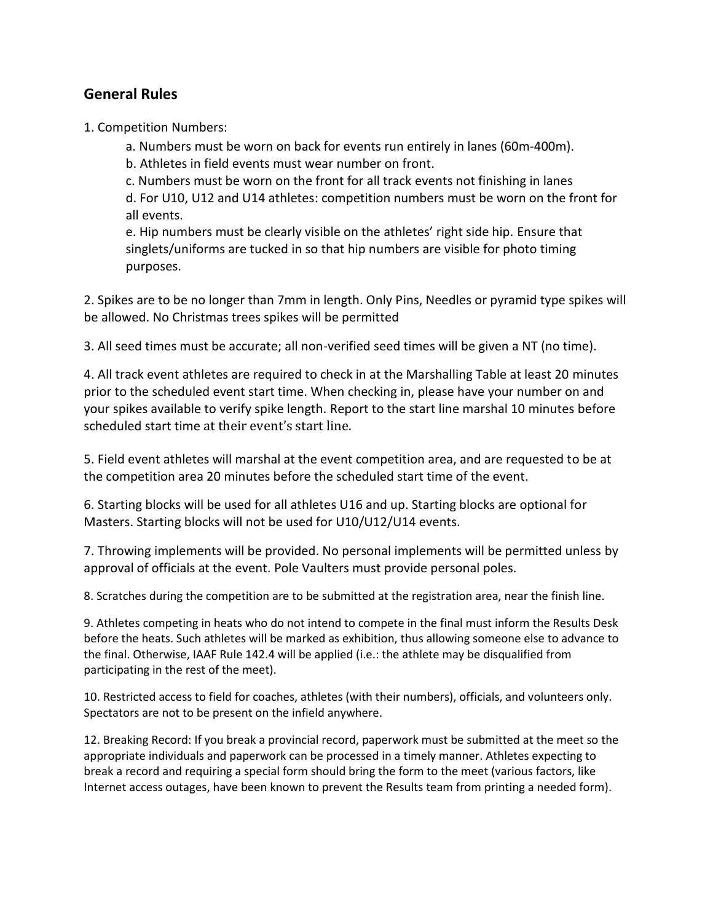## General Rules

1. Competition Numbers:
   - a. Numbers must be worn on back for events run entirely in lanes (60m-400m).
   - b. Athletes in field events must wear number on front.
   - c. Numbers must be worn on the front for all track events not finishing in lanes
   - d. For U10, U12 and U14 athletes: competition numbers must be worn on the front for all events.
   - e. Hip numbers must be clearly visible on the athletes' right side hip. Ensure that singlets/uniforms are tucked in so that hip numbers are visible for photo timing purposes.

2. Spikes are to be no longer than 7mm in length. Only Pins, Needles or pyramid type spikes will be allowed. No Christmas trees spikes will be permitted

3. All seed times must be accurate; all non-verified seed times will be given a NT (no time).

4. All track event athletes are required to check in at the Marshalling Table at least 20 minutes prior to the scheduled event start time. When checking in, please have your number on and your spikes available to verify spike length. Report to the start line marshal 10 minutes before scheduled start time at their event's start line.

5. Field event athletes will marshal at the event competition area, and are requested to be at the competition area 20 minutes before the scheduled start time of the event.

6. Starting blocks will be used for all athletes U16 and up. Starting blocks are optional for Masters. Starting blocks will not be used for U10/U12/U14 events.

7. Throwing implements will be provided. No personal implements will be permitted unless by approval of officials at the event. Pole Vaulters must provide personal poles.

8. Scratches during the competition are to be submitted at the registration area, near the finish line.

9. Athletes competing in heats who do not intend to compete in the final must inform the Results Desk before the heats. Such athletes will be marked as exhibition, thus allowing someone else to advance to the final. Otherwise, IAAF Rule 142.4 will be applied (i.e.: the athlete may be disqualified from participating in the rest of the meet).

10. Restricted access to field for coaches, athletes (with their numbers), officials, and volunteers only. Spectators are not to be present on the infield anywhere.

12. Breaking Record: If you break a provincial record, paperwork must be submitted at the meet so the appropriate individuals and paperwork can be processed in a timely manner. Athletes expecting to break a record and requiring a special form should bring the form to the meet (various factors, like Internet access outages, have been known to prevent the Results team from printing a needed form).